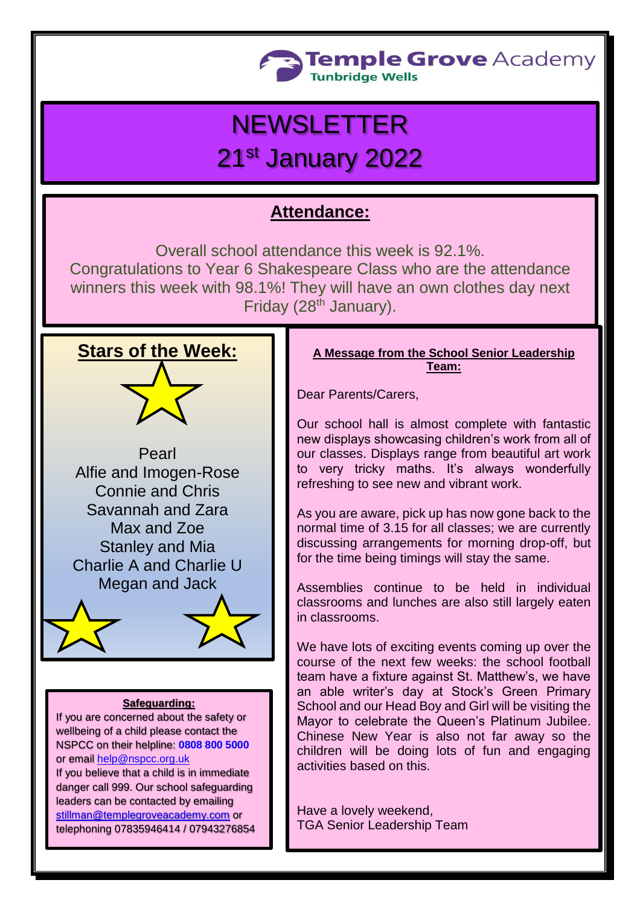Temple Grove Academy
Tunbridge Wells

# NEWSLETTER
# 21st January 2022

## Attendance:

Overall school attendance this week is 92.1%.
Congratulations to Year 6 Shakespeare Class who are the attendance winners this week with 98.1%! They will have an own clothes day next Friday (28th January).

## Stars of the Week:

Pearl
Alfie and Imogen-Rose
Connie and Chris
Savannah and Zara
Max and Zoe
Stanley and Mia
Charlie A and Charlie U
Megan and Jack

### A Message from the School Senior Leadership Team:

Dear Parents/Carers,

Our school hall is almost complete with fantastic new displays showcasing children's work from all of our classes. Displays range from beautiful art work to very tricky maths. It's always wonderfully refreshing to see new and vibrant work.

As you are aware, pick up has now gone back to the normal time of 3.15 for all classes; we are currently discussing arrangements for morning drop-off, but for the time being timings will stay the same.

Assemblies continue to be held in individual classrooms and lunches are also still largely eaten in classrooms.

We have lots of exciting events coming up over the course of the next few weeks: the school football team have a fixture against St. Matthew's, we have an able writer's day at Stock's Green Primary School and our Head Boy and Girl will be visiting the Mayor to celebrate the Queen's Platinum Jubilee. Chinese New Year is also not far away so the children will be doing lots of fun and engaging activities based on this.

Have a lovely weekend,
TGA Senior Leadership Team

### Safeguarding:

If you are concerned about the safety or wellbeing of a child please contact the NSPCC on their helpline: **0808 800 5000** or email help@nspcc.org.uk
If you believe that a child is in immediate danger call 999. Our school safeguarding leaders can be contacted by emailing stillman@templegroveacademy.com or telephoning 07835946414 / 07943276854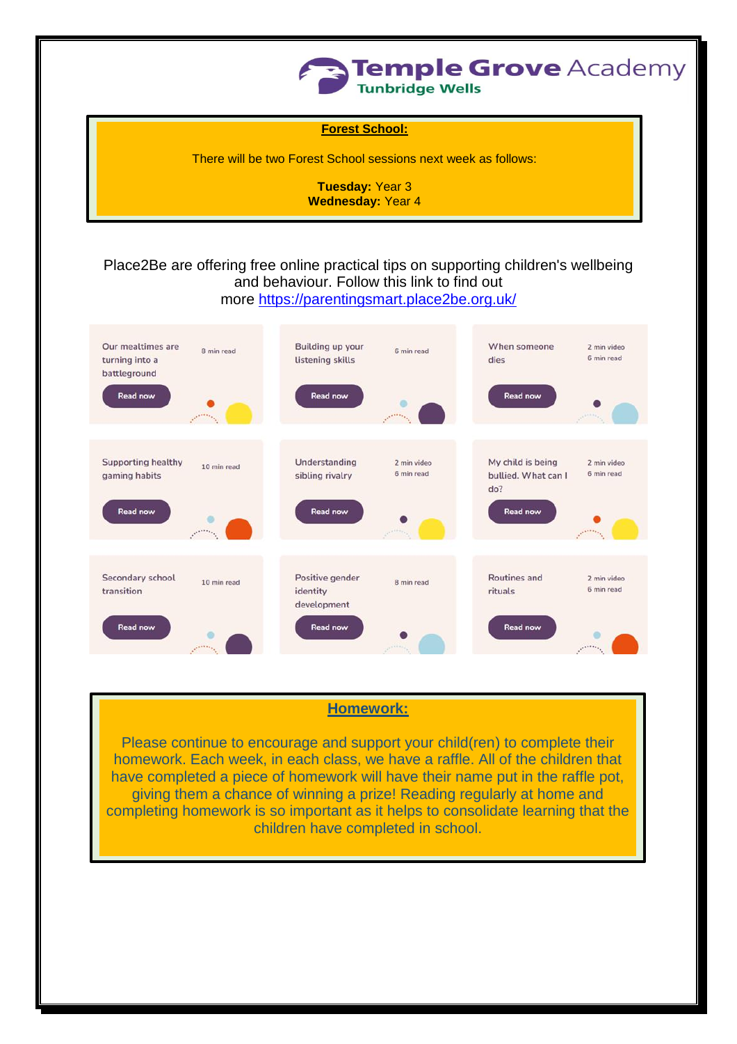**Temple Grove Academy**
**Tunbridge Wells**

## Forest School:

There will be two Forest School sessions next week as follows:

**Tuesday:** Year 3
**Wednesday:** Year 4

Place2Be are offering free online practical tips on supporting children's wellbeing and behaviour. Follow this link to find out more https://parentingsmart.place2be.org.uk/

| | | |
|---|---|---|
| Our mealtimes are turning into a battleground — 8 min read — Read now | Building up your listening skills — 6 min read — Read now | When someone dies — 2 min video, 6 min read — Read now |
| Supporting healthy gaming habits — 10 min read — Read now | Understanding sibling rivalry — 2 min video, 6 min read — Read now | My child is being bullied. What can I do? — 2 min video, 6 min read — Read now |
| Secondary school transition — 10 min read — Read now | Positive gender identity development — 8 min read — Read now | Routines and rituals — 2 min video, 6 min read — Read now |

## Homework:

Please continue to encourage and support your child(ren) to complete their homework. Each week, in each class, we have a raffle. All of the children that have completed a piece of homework will have their name put in the raffle pot, giving them a chance of winning a prize! Reading regularly at home and completing homework is so important as it helps to consolidate learning that the children have completed in school.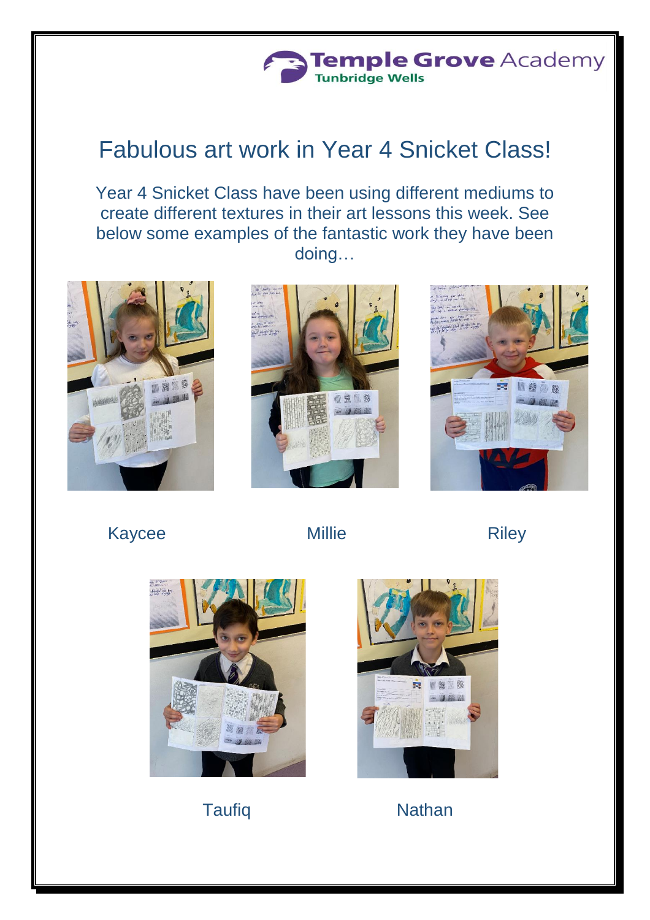Temple Grove Academy
Tunbridge Wells

# Fabulous art work in Year 4 Snicket Class!

Year 4 Snicket Class have been using different mediums to create different textures in their art lessons this week. See below some examples of the fantastic work they have been doing…

Kaycee

Millie

Riley

Taufiq

Nathan